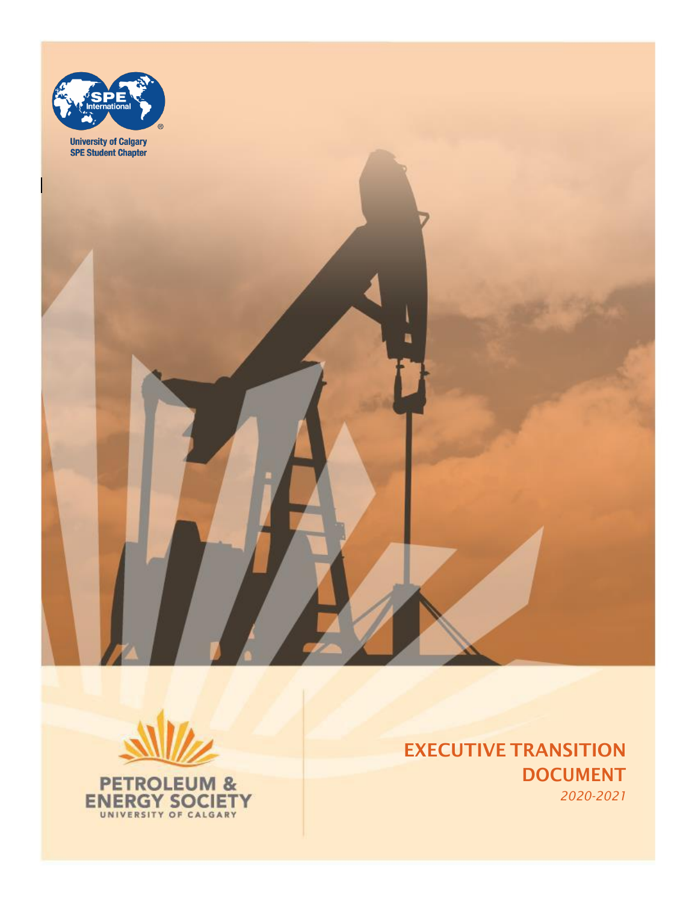University of Calgary
SPE Student Chapter

PETROLEUM &
ENERGY SOCIETY
UNIVERSITY OF CALGARY

# EXECUTIVE TRANSITION DOCUMENT

*2020-2021*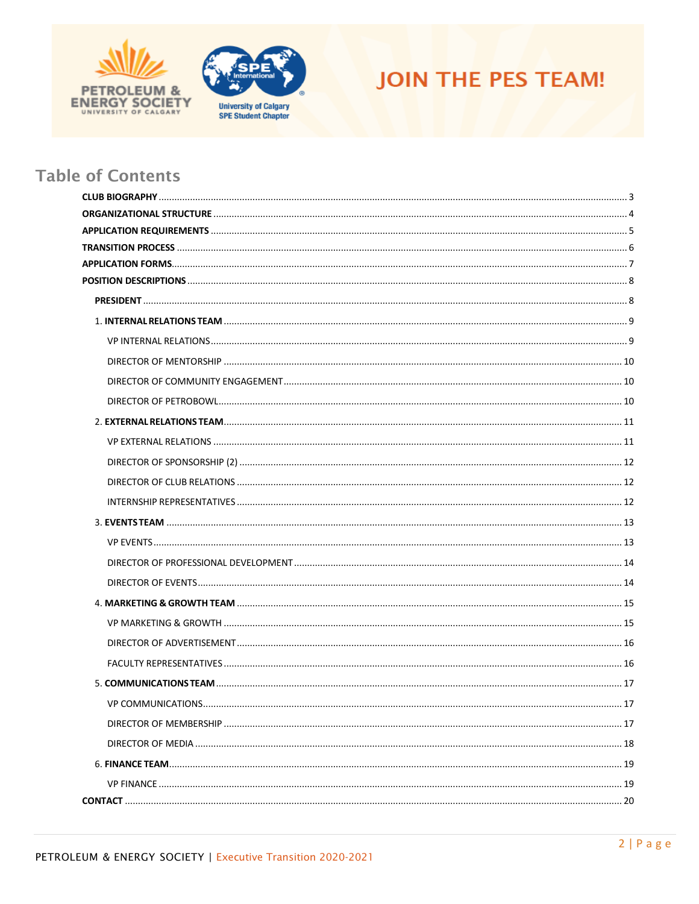# JOIN THE PES TEAM!

## Table of Contents

**CLUB BIOGRAPHY** ..... 3
**ORGANIZATIONAL STRUCTURE** ..... 4
**APPLICATION REQUIREMENTS** ..... 5
**TRANSITION PROCESS** ..... 6
**APPLICATION FORMS** ..... 7
**POSITION DESCRIPTIONS** ..... 8

- **PRESIDENT** ..... 8
- 1. **INTERNAL RELATIONS TEAM** ..... 9
  - VP INTERNAL RELATIONS ..... 9
  - DIRECTOR OF MENTORSHIP ..... 10
  - DIRECTOR OF COMMUNITY ENGAGEMENT ..... 10
  - DIRECTOR OF PETROBOWL ..... 10
- 2. **EXTERNAL RELATIONS TEAM** ..... 11
  - VP EXTERNAL RELATIONS ..... 11
  - DIRECTOR OF SPONSORSHIP (2) ..... 12
  - DIRECTOR OF CLUB RELATIONS ..... 12
  - INTERNSHIP REPRESENTATIVES ..... 12
- 3. **EVENTS TEAM** ..... 13
  - VP EVENTS ..... 13
  - DIRECTOR OF PROFESSIONAL DEVELOPMENT ..... 14
  - DIRECTOR OF EVENTS ..... 14
- 4. **MARKETING & GROWTH TEAM** ..... 15
  - VP MARKETING & GROWTH ..... 15
  - DIRECTOR OF ADVERTISEMENT ..... 16
  - FACULTY REPRESENTATIVES ..... 16
- 5. **COMMUNICATIONS TEAM** ..... 17
  - VP COMMUNICATIONS ..... 17
  - DIRECTOR OF MEMBERSHIP ..... 17
  - DIRECTOR OF MEDIA ..... 18
- 6. **FINANCE TEAM** ..... 19
  - VP FINANCE ..... 19

**CONTACT** ..... 20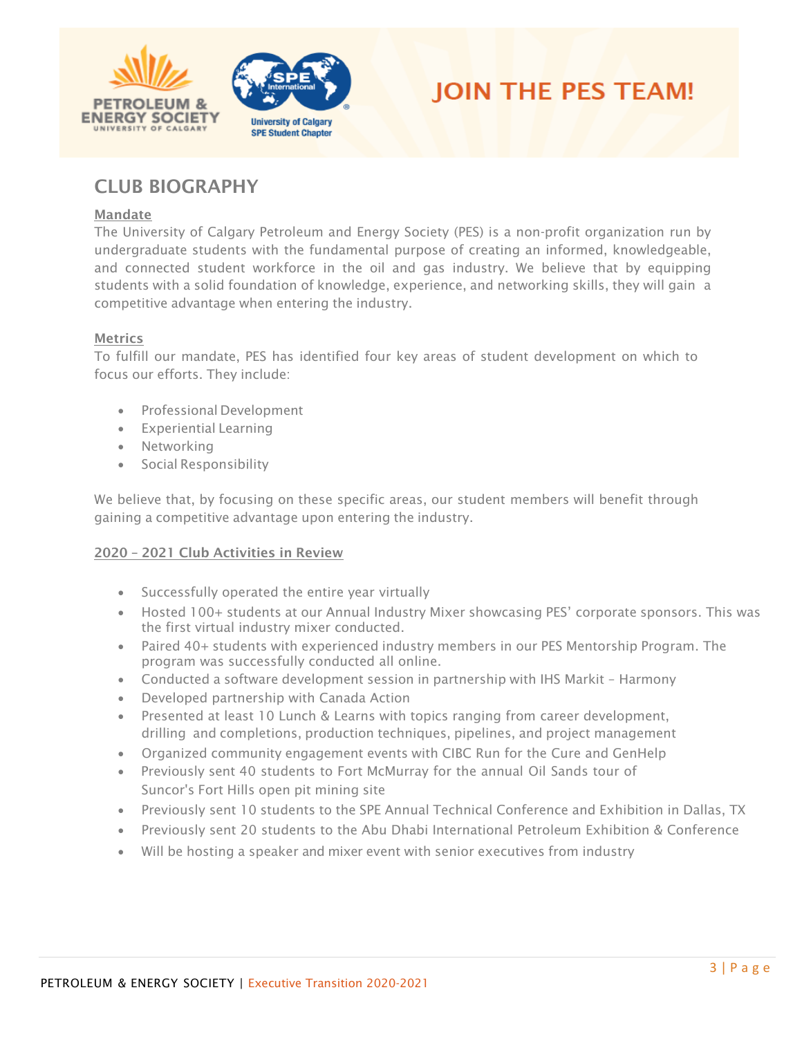# JOIN THE PES TEAM!

## CLUB BIOGRAPHY

**Mandate**

The University of Calgary Petroleum and Energy Society (PES) is a non-profit organization run by undergraduate students with the fundamental purpose of creating an informed, knowledgeable, and connected student workforce in the oil and gas industry. We believe that by equipping students with a solid foundation of knowledge, experience, and networking skills, they will gain a competitive advantage when entering the industry.

**Metrics**

To fulfill our mandate, PES has identified four key areas of student development on which to focus our efforts. They include:

- Professional Development
- Experiential Learning
- Networking
- Social Responsibility

We believe that, by focusing on these specific areas, our student members will benefit through gaining a competitive advantage upon entering the industry.

**2020 – 2021 Club Activities in Review**

- Successfully operated the entire year virtually
- Hosted 100+ students at our Annual Industry Mixer showcasing PES' corporate sponsors. This was the first virtual industry mixer conducted.
- Paired 40+ students with experienced industry members in our PES Mentorship Program. The program was successfully conducted all online.
- Conducted a software development session in partnership with IHS Markit – Harmony
- Developed partnership with Canada Action
- Presented at least 10 Lunch & Learns with topics ranging from career development, drilling and completions, production techniques, pipelines, and project management
- Organized community engagement events with CIBC Run for the Cure and GenHelp
- Previously sent 40 students to Fort McMurray for the annual Oil Sands tour of Suncor's Fort Hills open pit mining site
- Previously sent 10 students to the SPE Annual Technical Conference and Exhibition in Dallas, TX
- Previously sent 20 students to the Abu Dhabi International Petroleum Exhibition & Conference
- Will be hosting a speaker and mixer event with senior executives from industry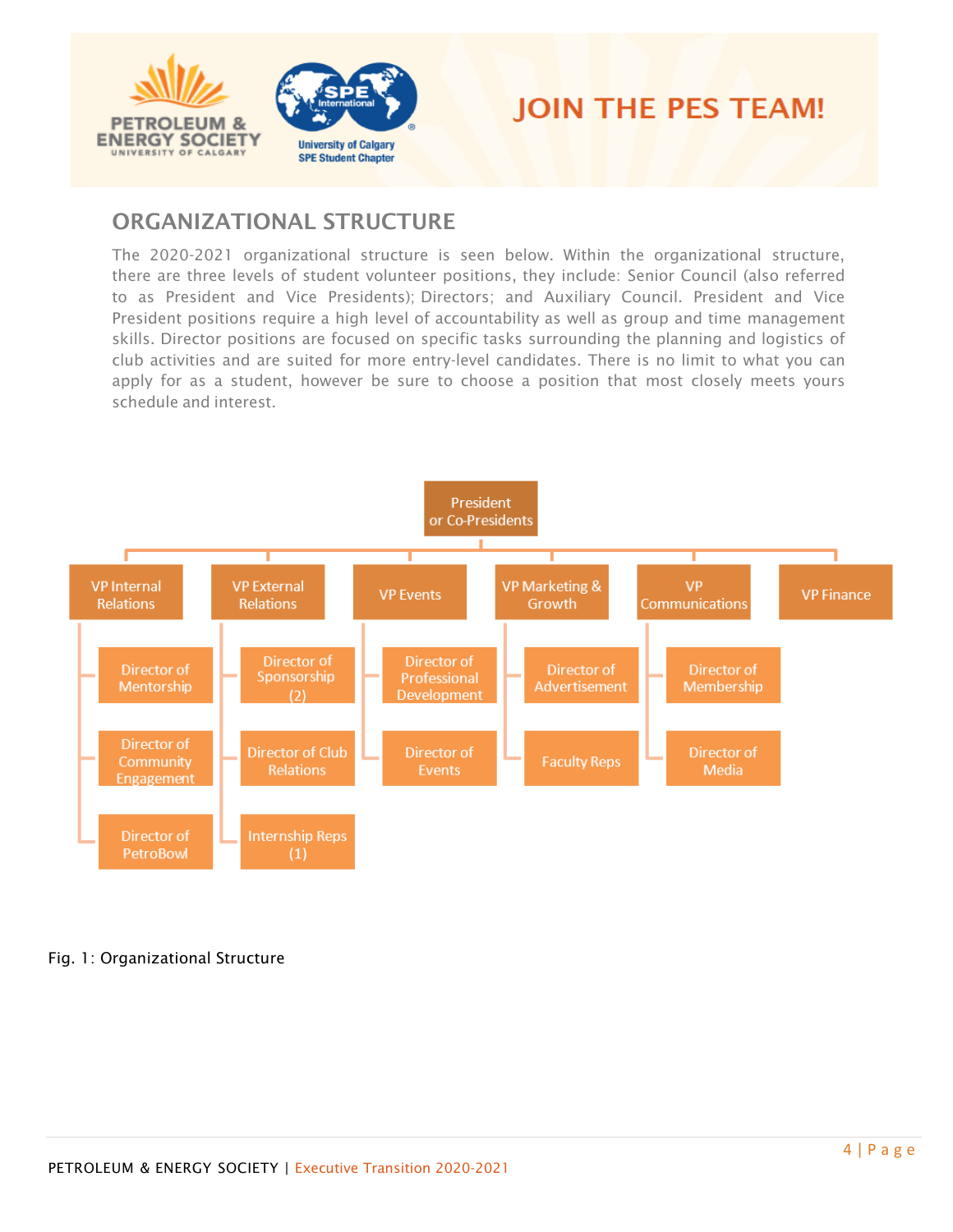# JOIN THE PES TEAM!

## ORGANIZATIONAL STRUCTURE

The 2020-2021 organizational structure is seen below. Within the organizational structure, there are three levels of student volunteer positions, they include: Senior Council (also referred to as President and Vice Presidents); Directors; and Auxiliary Council. President and Vice President positions require a high level of accountability as well as group and time management skills. Director positions are focused on specific tasks surrounding the planning and logistics of club activities and are suited for more entry-level candidates. There is no limit to what you can apply for as a student, however be sure to choose a position that most closely meets yours schedule and interest.

- President or Co-Presidents
  - VP Internal Relations
    - Director of Mentorship
    - Director of Community Engagement
    - Director of PetroBowl
  - VP External Relations
    - Director of Sponsorship (2)
    - Director of Club Relations
    - Internship Reps (1)
  - VP Events
    - Director of Professional Development
    - Director of Events
  - VP Marketing & Growth
    - Director of Advertisement
    - Faculty Reps
  - VP Communications
    - Director of Membership
    - Director of Media
  - VP Finance

Fig. 1: Organizational Structure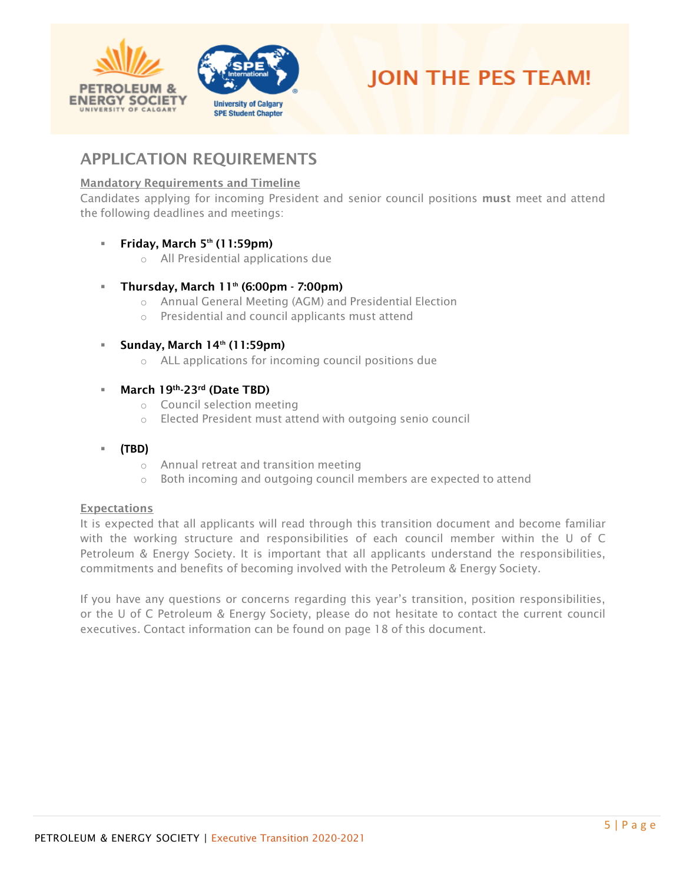# JOIN THE PES TEAM!

## APPLICATION REQUIREMENTS

**Mandatory Requirements and Timeline**

Candidates applying for incoming President and senior council positions **must** meet and attend the following deadlines and meetings:

- **Friday, March 5th (11:59pm)**
  - All Presidential applications due
- **Thursday, March 11th (6:00pm - 7:00pm)**
  - Annual General Meeting (AGM) and Presidential Election
  - Presidential and council applicants must attend
- **Sunday, March 14th (11:59pm)**
  - ALL applications for incoming council positions due
- **March 19th-23rd (Date TBD)**
  - Council selection meeting
  - Elected President must attend with outgoing senio council
- **(TBD)**
  - Annual retreat and transition meeting
  - Both incoming and outgoing council members are expected to attend

**Expectations**

It is expected that all applicants will read through this transition document and become familiar with the working structure and responsibilities of each council member within the U of C Petroleum & Energy Society. It is important that all applicants understand the responsibilities, commitments and benefits of becoming involved with the Petroleum & Energy Society.

If you have any questions or concerns regarding this year's transition, position responsibilities, or the U of C Petroleum & Energy Society, please do not hesitate to contact the current council executives. Contact information can be found on page 18 of this document.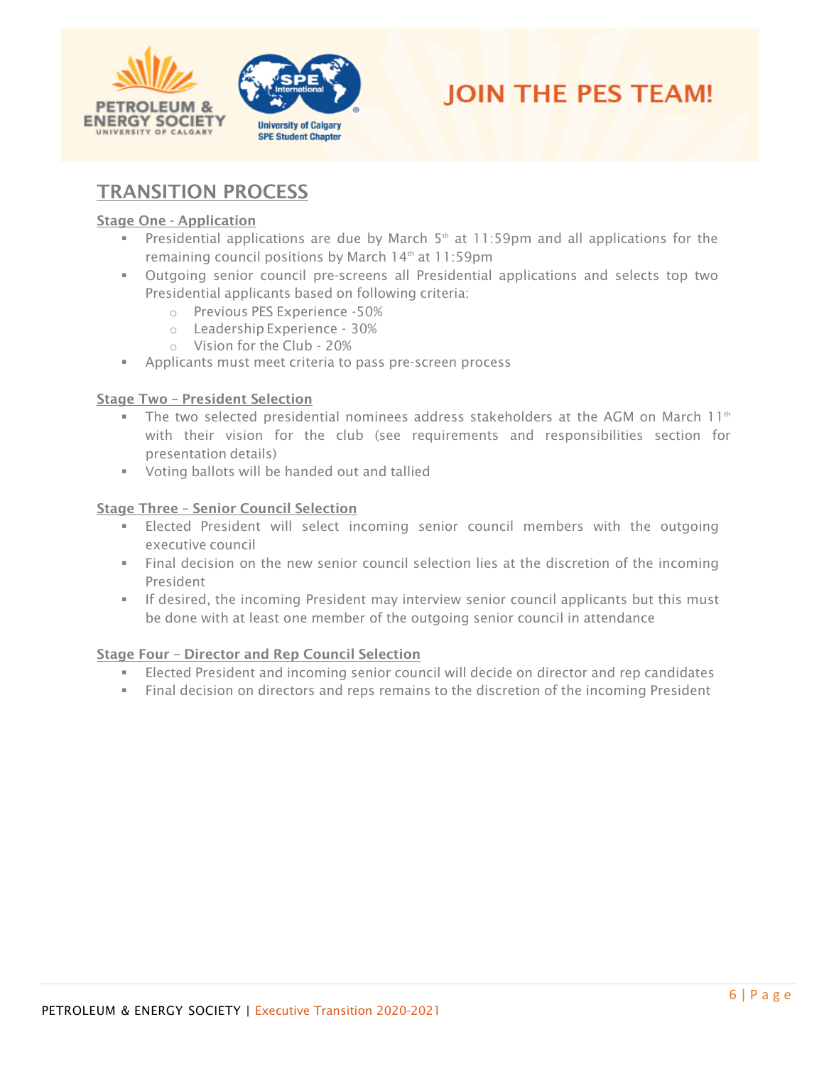JOIN THE PES TEAM!

## TRANSITION PROCESS

### Stage One - Application

- Presidential applications are due by March 5th at 11:59pm and all applications for the remaining council positions by March 14th at 11:59pm
- Outgoing senior council pre-screens all Presidential applications and selects top two Presidential applicants based on following criteria:
  - Previous PES Experience -50%
  - Leadership Experience - 30%
  - Vision for the Club - 20%
- Applicants must meet criteria to pass pre-screen process

### Stage Two – President Selection

- The two selected presidential nominees address stakeholders at the AGM on March 11th with their vision for the club (see requirements and responsibilities section for presentation details)
- Voting ballots will be handed out and tallied

### Stage Three – Senior Council Selection

- Elected President will select incoming senior council members with the outgoing executive council
- Final decision on the new senior council selection lies at the discretion of the incoming President
- If desired, the incoming President may interview senior council applicants but this must be done with at least one member of the outgoing senior council in attendance

### Stage Four – Director and Rep Council Selection

- Elected President and incoming senior council will decide on director and rep candidates
- Final decision on directors and reps remains to the discretion of the incoming President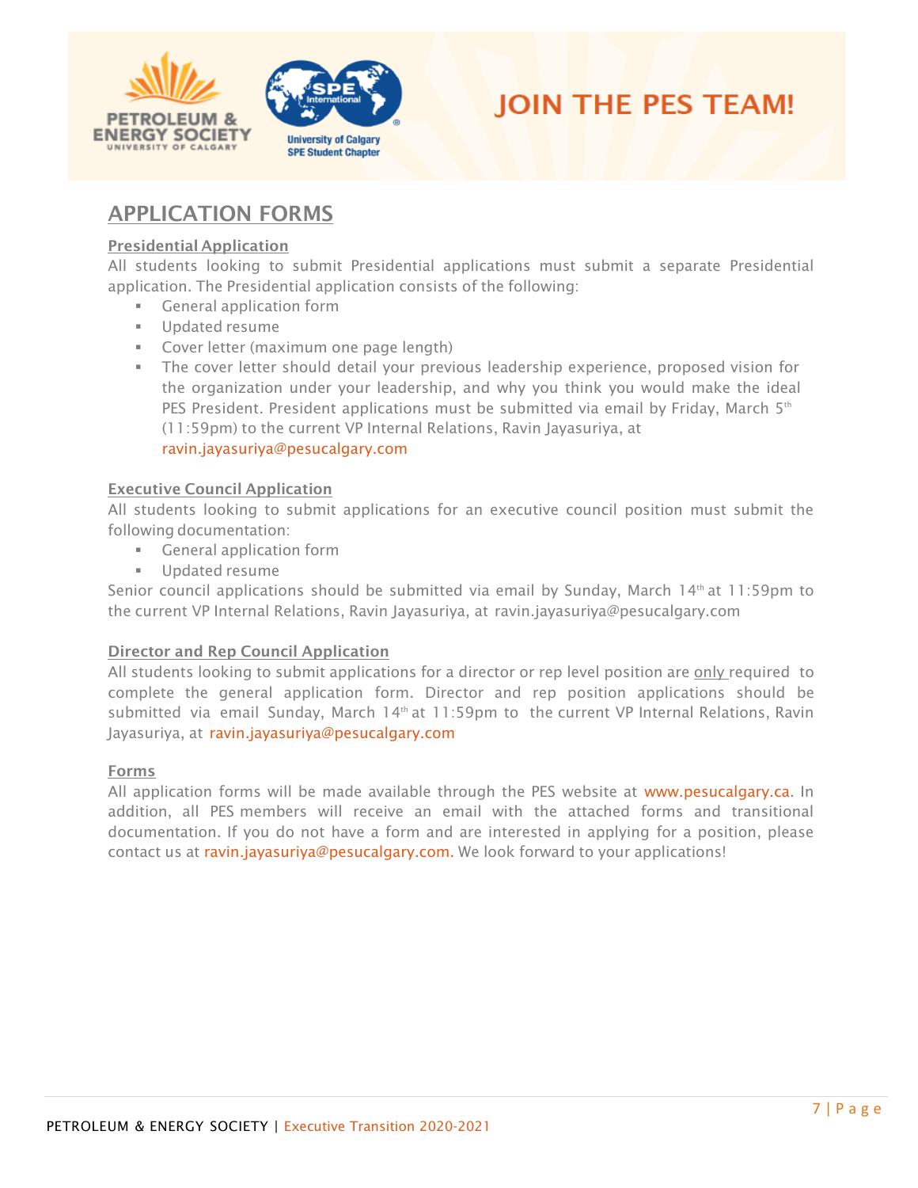# JOIN THE PES TEAM!

## APPLICATION FORMS

### Presidential Application

All students looking to submit Presidential applications must submit a separate Presidential application. The Presidential application consists of the following:

- General application form
- Updated resume
- Cover letter (maximum one page length)
- The cover letter should detail your previous leadership experience, proposed vision for the organization under your leadership, and why you think you would make the ideal PES President. President applications must be submitted via email by Friday, March 5th (11:59pm) to the current VP Internal Relations, Ravin Jayasuriya, at ravin.jayasuriya@pesucalgary.com

### Executive Council Application

All students looking to submit applications for an executive council position must submit the following documentation:

- General application form
- Updated resume

Senior council applications should be submitted via email by Sunday, March 14th at 11:59pm to the current VP Internal Relations, Ravin Jayasuriya, at ravin.jayasuriya@pesucalgary.com

### Director and Rep Council Application

All students looking to submit applications for a director or rep level position are only required to complete the general application form. Director and rep position applications should be submitted via email Sunday, March 14th at 11:59pm to the current VP Internal Relations, Ravin Jayasuriya, at ravin.jayasuriya@pesucalgary.com

### Forms

All application forms will be made available through the PES website at www.pesucalgary.ca. In addition, all PES members will receive an email with the attached forms and transitional documentation. If you do not have a form and are interested in applying for a position, please contact us at ravin.jayasuriya@pesucalgary.com. We look forward to your applications!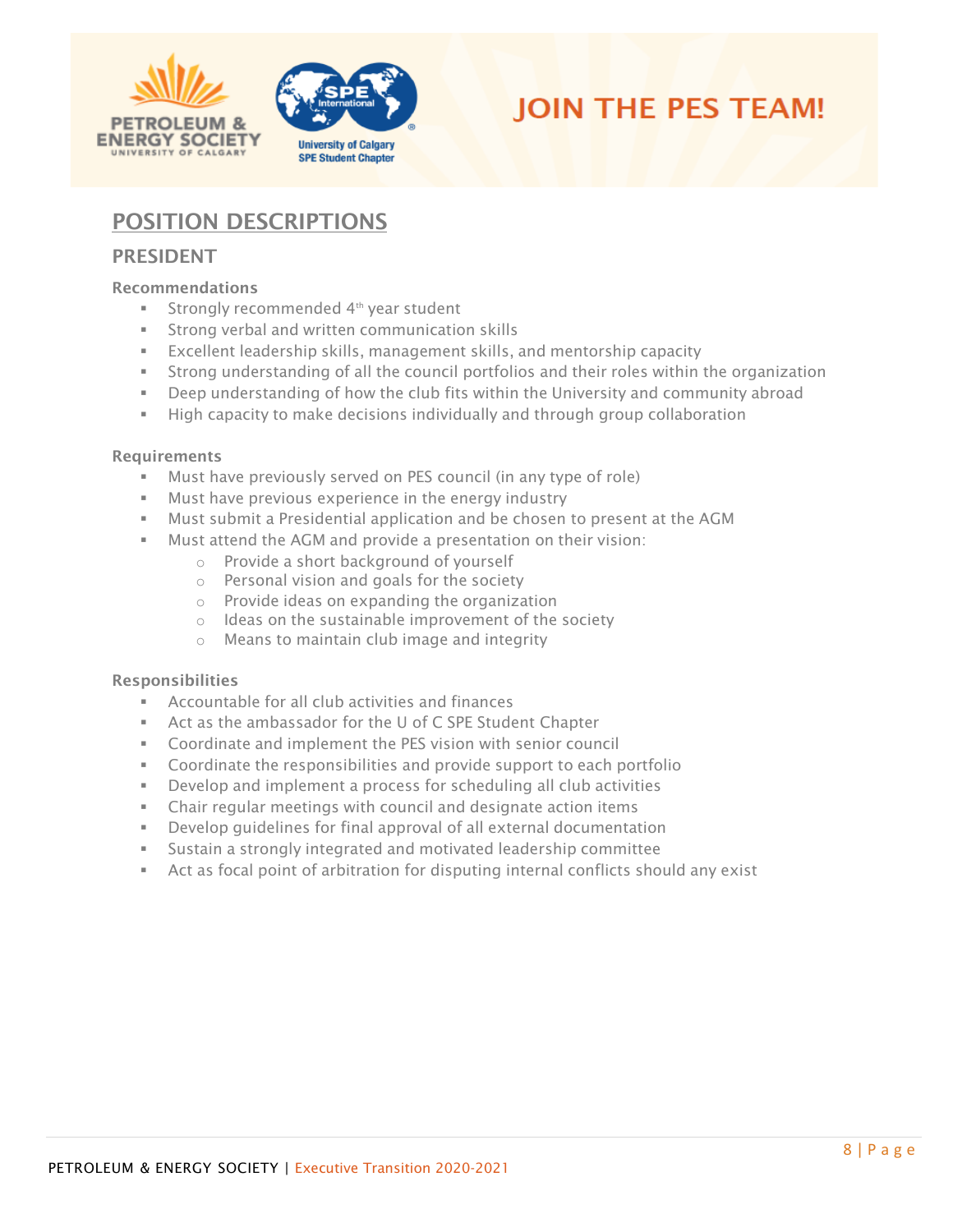# JOIN THE PES TEAM!

## POSITION DESCRIPTIONS

### PRESIDENT

#### Recommendations

- Strongly recommended 4th year student
- Strong verbal and written communication skills
- Excellent leadership skills, management skills, and mentorship capacity
- Strong understanding of all the council portfolios and their roles within the organization
- Deep understanding of how the club fits within the University and community abroad
- High capacity to make decisions individually and through group collaboration

#### Requirements

- Must have previously served on PES council (in any type of role)
- Must have previous experience in the energy industry
- Must submit a Presidential application and be chosen to present at the AGM
- Must attend the AGM and provide a presentation on their vision:
    - Provide a short background of yourself
    - Personal vision and goals for the society
    - Provide ideas on expanding the organization
    - Ideas on the sustainable improvement of the society
    - Means to maintain club image and integrity

#### Responsibilities

- Accountable for all club activities and finances
- Act as the ambassador for the U of C SPE Student Chapter
- Coordinate and implement the PES vision with senior council
- Coordinate the responsibilities and provide support to each portfolio
- Develop and implement a process for scheduling all club activities
- Chair regular meetings with council and designate action items
- Develop guidelines for final approval of all external documentation
- Sustain a strongly integrated and motivated leadership committee
- Act as focal point of arbitration for disputing internal conflicts should any exist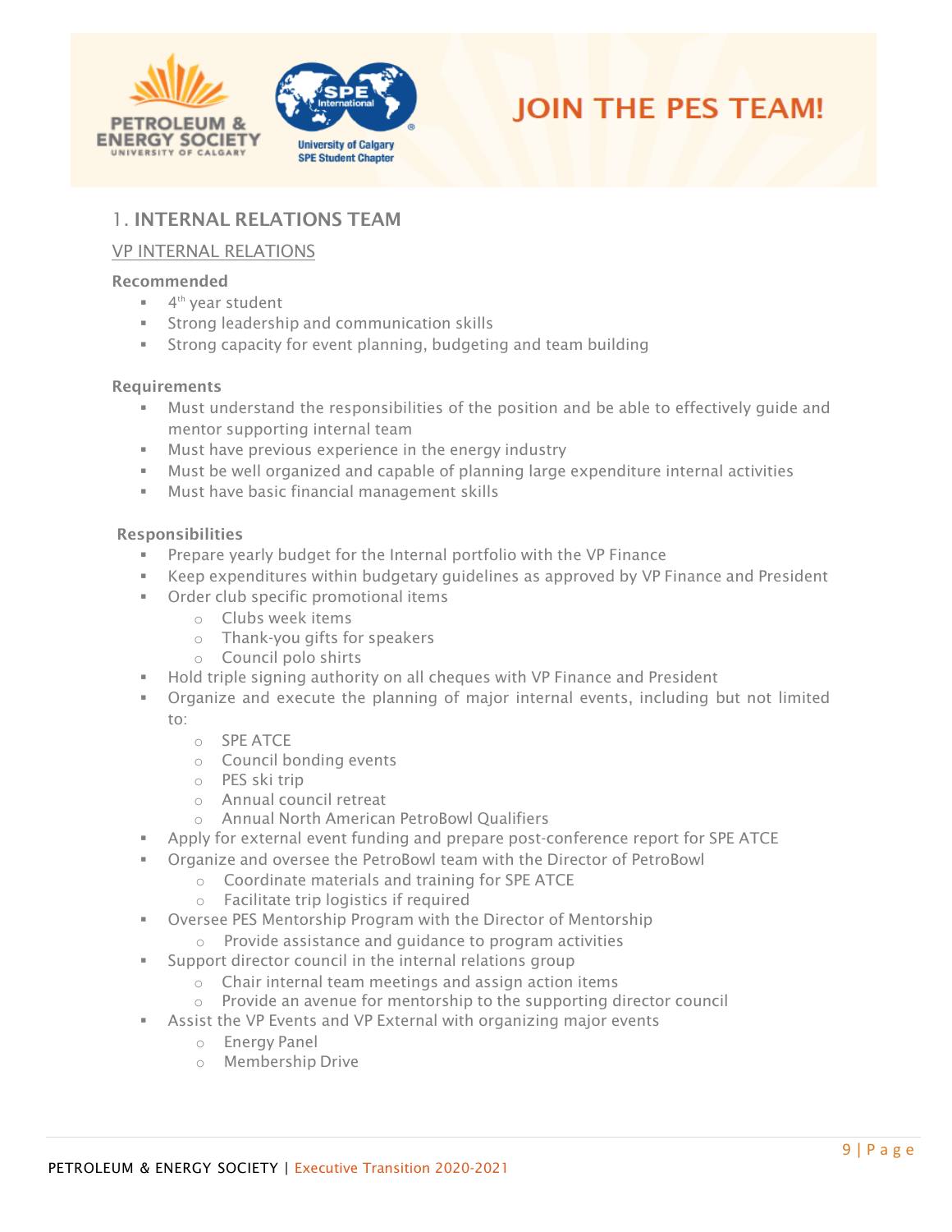# JOIN THE PES TEAM!

## 1. INTERNAL RELATIONS TEAM

### VP INTERNAL RELATIONS

**Recommended**

- 4th year student
- Strong leadership and communication skills
- Strong capacity for event planning, budgeting and team building

**Requirements**

- Must understand the responsibilities of the position and be able to effectively guide and mentor supporting internal team
- Must have previous experience in the energy industry
- Must be well organized and capable of planning large expenditure internal activities
- Must have basic financial management skills

**Responsibilities**

- Prepare yearly budget for the Internal portfolio with the VP Finance
- Keep expenditures within budgetary guidelines as approved by VP Finance and President
- Order club specific promotional items
  - Clubs week items
  - Thank-you gifts for speakers
  - Council polo shirts
- Hold triple signing authority on all cheques with VP Finance and President
- Organize and execute the planning of major internal events, including but not limited to:
  - SPE ATCE
  - Council bonding events
  - PES ski trip
  - Annual council retreat
  - Annual North American PetroBowl Qualifiers
- Apply for external event funding and prepare post-conference report for SPE ATCE
- Organize and oversee the PetroBowl team with the Director of PetroBowl
  - Coordinate materials and training for SPE ATCE
  - Facilitate trip logistics if required
- Oversee PES Mentorship Program with the Director of Mentorship
  - Provide assistance and guidance to program activities
- Support director council in the internal relations group
  - Chair internal team meetings and assign action items
  - Provide an avenue for mentorship to the supporting director council
- Assist the VP Events and VP External with organizing major events
  - Energy Panel
  - Membership Drive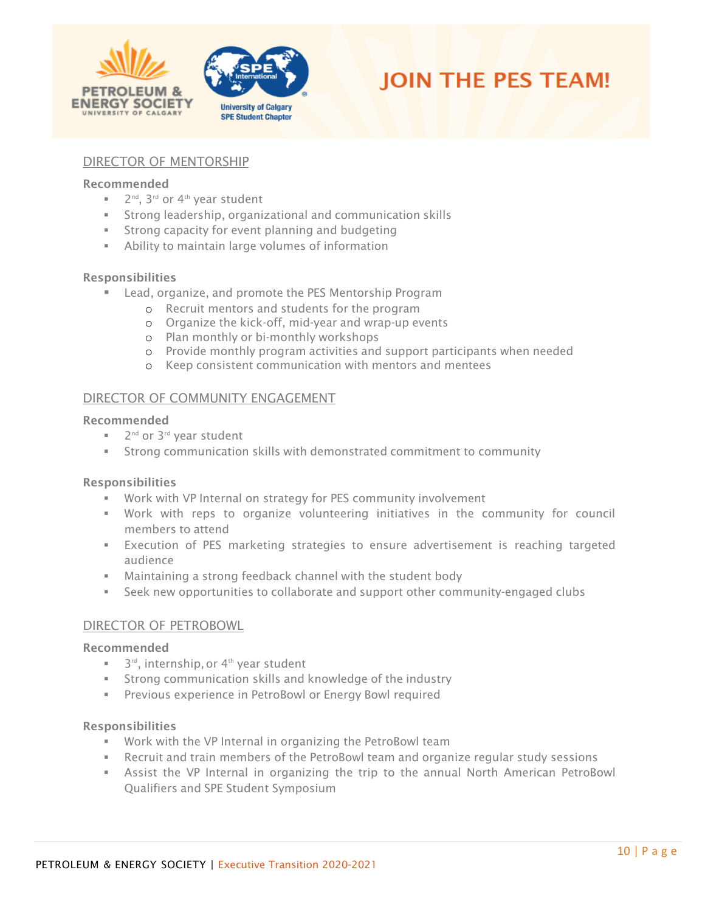# JOIN THE PES TEAM!

## DIRECTOR OF MENTORSHIP

**Recommended**

- 2nd, 3rd or 4th year student
- Strong leadership, organizational and communication skills
- Strong capacity for event planning and budgeting
- Ability to maintain large volumes of information

**Responsibilities**

- Lead, organize, and promote the PES Mentorship Program
  - Recruit mentors and students for the program
  - Organize the kick-off, mid-year and wrap-up events
  - Plan monthly or bi-monthly workshops
  - Provide monthly program activities and support participants when needed
  - Keep consistent communication with mentors and mentees

## DIRECTOR OF COMMUNITY ENGAGEMENT

**Recommended**

- 2nd or 3rd year student
- Strong communication skills with demonstrated commitment to community

**Responsibilities**

- Work with VP Internal on strategy for PES community involvement
- Work with reps to organize volunteering initiatives in the community for council members to attend
- Execution of PES marketing strategies to ensure advertisement is reaching targeted audience
- Maintaining a strong feedback channel with the student body
- Seek new opportunities to collaborate and support other community-engaged clubs

## DIRECTOR OF PETROBOWL

**Recommended**

- 3rd, internship, or 4th year student
- Strong communication skills and knowledge of the industry
- Previous experience in PetroBowl or Energy Bowl required

**Responsibilities**

- Work with the VP Internal in organizing the PetroBowl team
- Recruit and train members of the PetroBowl team and organize regular study sessions
- Assist the VP Internal in organizing the trip to the annual North American PetroBowl Qualifiers and SPE Student Symposium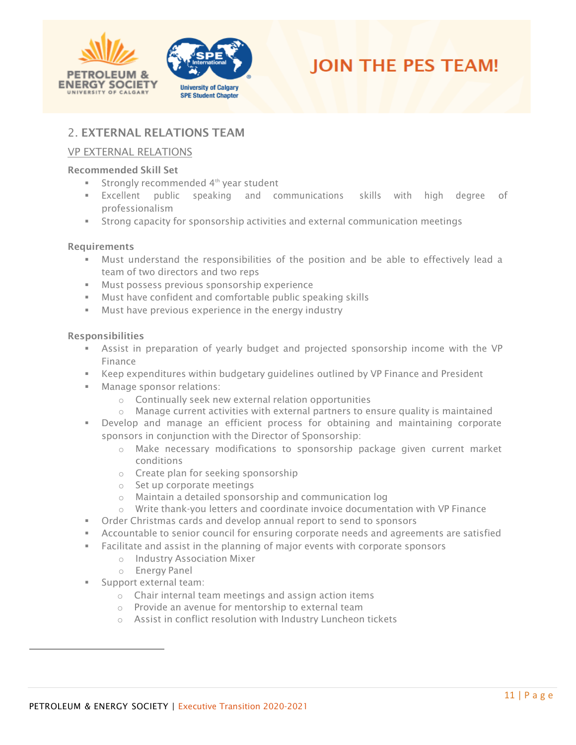## 2. EXTERNAL RELATIONS TEAM

### VP EXTERNAL RELATIONS

**Recommended Skill Set**

- Strongly recommended 4th year student
- Excellent public speaking and communications skills with high degree of professionalism
- Strong capacity for sponsorship activities and external communication meetings

**Requirements**

- Must understand the responsibilities of the position and be able to effectively lead a team of two directors and two reps
- Must possess previous sponsorship experience
- Must have confident and comfortable public speaking skills
- Must have previous experience in the energy industry

**Responsibilities**

- Assist in preparation of yearly budget and projected sponsorship income with the VP Finance
- Keep expenditures within budgetary guidelines outlined by VP Finance and President
- Manage sponsor relations:
  - Continually seek new external relation opportunities
  - Manage current activities with external partners to ensure quality is maintained
- Develop and manage an efficient process for obtaining and maintaining corporate sponsors in conjunction with the Director of Sponsorship:
  - Make necessary modifications to sponsorship package given current market conditions
  - Create plan for seeking sponsorship
  - Set up corporate meetings
  - Maintain a detailed sponsorship and communication log
  - Write thank-you letters and coordinate invoice documentation with VP Finance
- Order Christmas cards and develop annual report to send to sponsors
- Accountable to senior council for ensuring corporate needs and agreements are satisfied
- Facilitate and assist in the planning of major events with corporate sponsors
  - Industry Association Mixer
  - Energy Panel
- Support external team:
  - Chair internal team meetings and assign action items
  - Provide an avenue for mentorship to external team
  - Assist in conflict resolution with Industry Luncheon tickets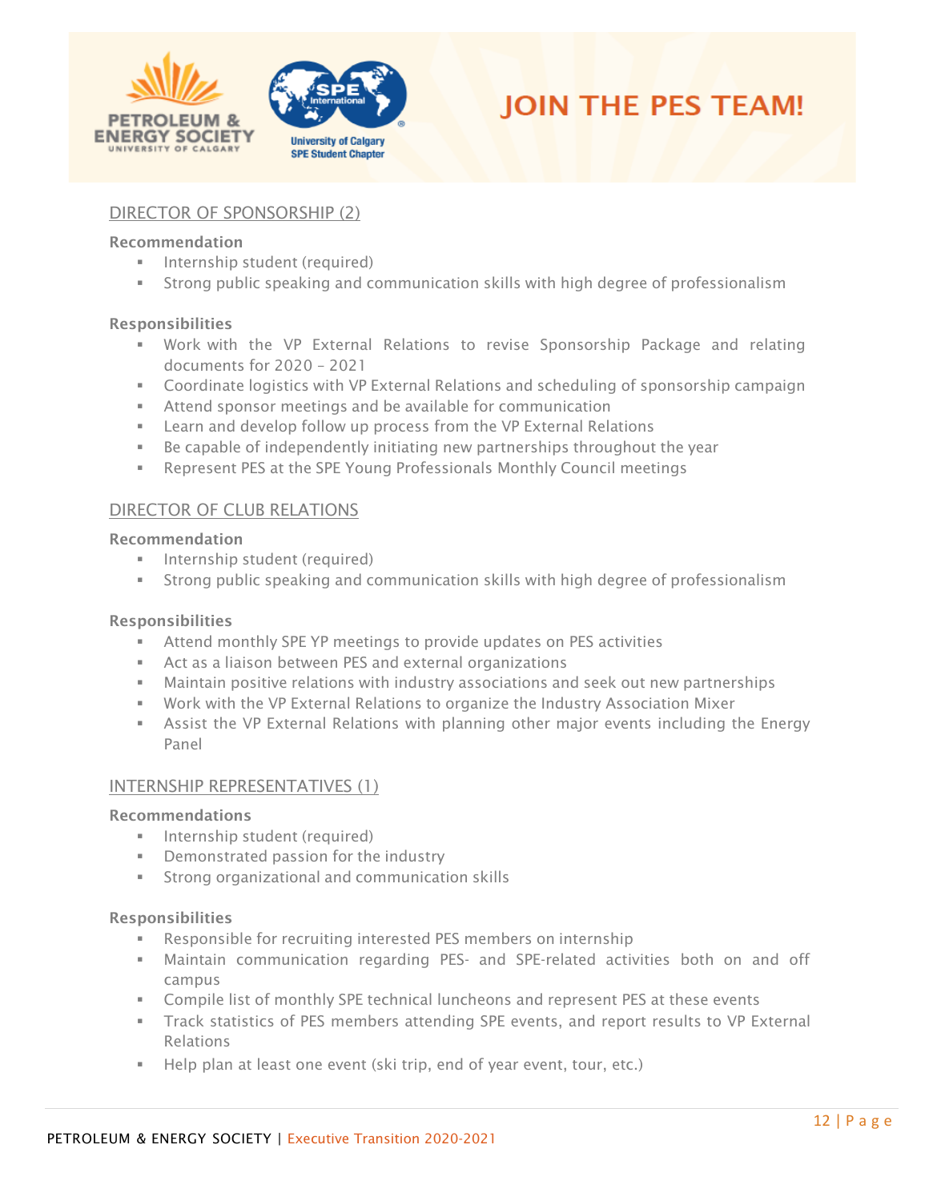# JOIN THE PES TEAM!

## DIRECTOR OF SPONSORSHIP (2)

**Recommendation**

- Internship student (required)
- Strong public speaking and communication skills with high degree of professionalism

**Responsibilities**

- Work with the VP External Relations to revise Sponsorship Package and relating documents for 2020 – 2021
- Coordinate logistics with VP External Relations and scheduling of sponsorship campaign
- Attend sponsor meetings and be available for communication
- Learn and develop follow up process from the VP External Relations
- Be capable of independently initiating new partnerships throughout the year
- Represent PES at the SPE Young Professionals Monthly Council meetings

## DIRECTOR OF CLUB RELATIONS

**Recommendation**

- Internship student (required)
- Strong public speaking and communication skills with high degree of professionalism

**Responsibilities**

- Attend monthly SPE YP meetings to provide updates on PES activities
- Act as a liaison between PES and external organizations
- Maintain positive relations with industry associations and seek out new partnerships
- Work with the VP External Relations to organize the Industry Association Mixer
- Assist the VP External Relations with planning other major events including the Energy Panel

## INTERNSHIP REPRESENTATIVES (1)

**Recommendations**

- Internship student (required)
- Demonstrated passion for the industry
- Strong organizational and communication skills

**Responsibilities**

- Responsible for recruiting interested PES members on internship
- Maintain communication regarding PES- and SPE-related activities both on and off campus
- Compile list of monthly SPE technical luncheons and represent PES at these events
- Track statistics of PES members attending SPE events, and report results to VP External Relations
- Help plan at least one event (ski trip, end of year event, tour, etc.)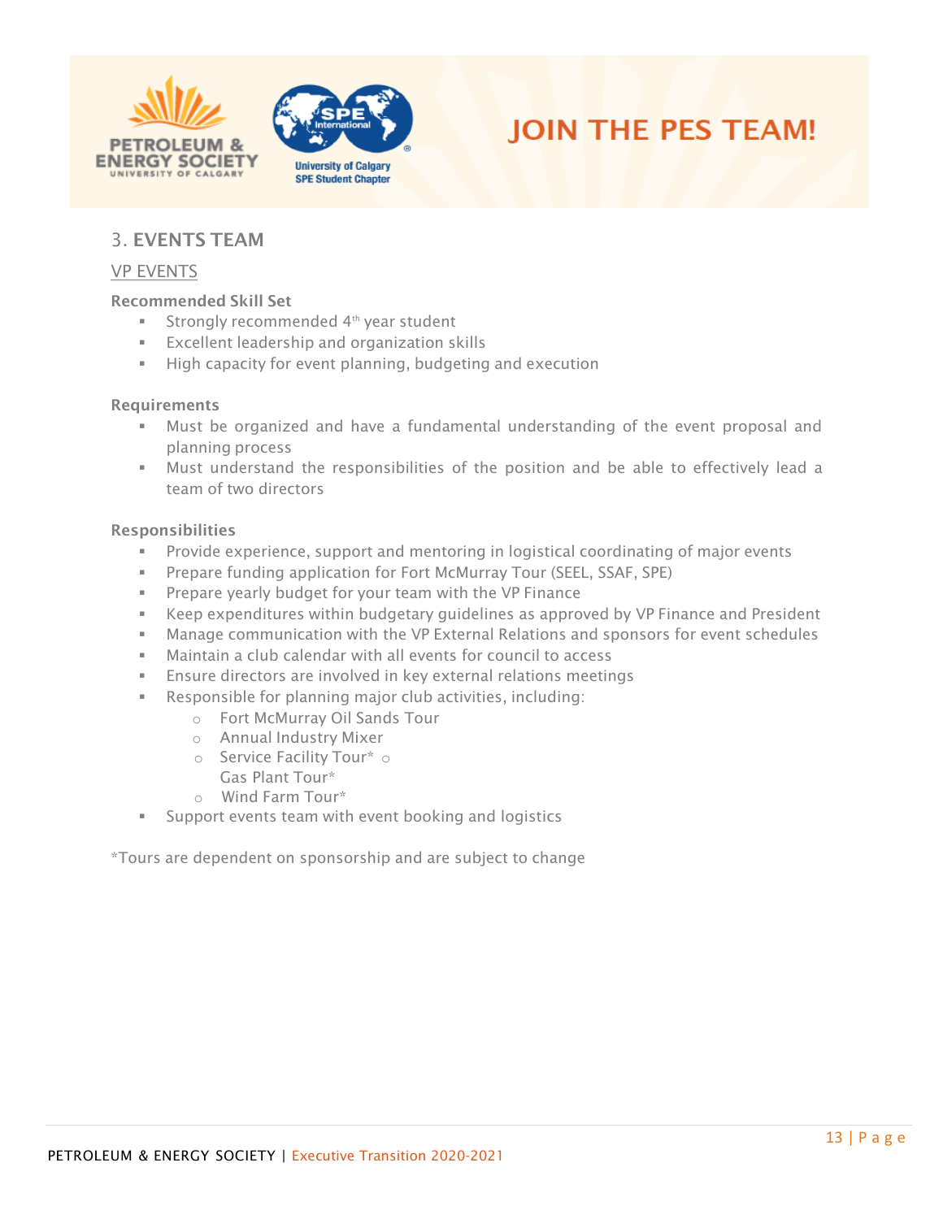# JOIN THE PES TEAM!

## 3. EVENTS TEAM

### VP EVENTS

**Recommended Skill Set**

- Strongly recommended 4th year student
- Excellent leadership and organization skills
- High capacity for event planning, budgeting and execution

**Requirements**

- Must be organized and have a fundamental understanding of the event proposal and planning process
- Must understand the responsibilities of the position and be able to effectively lead a team of two directors

**Responsibilities**

- Provide experience, support and mentoring in logistical coordinating of major events
- Prepare funding application for Fort McMurray Tour (SEEL, SSAF, SPE)
- Prepare yearly budget for your team with the VP Finance
- Keep expenditures within budgetary guidelines as approved by VP Finance and President
- Manage communication with the VP External Relations and sponsors for event schedules
- Maintain a club calendar with all events for council to access
- Ensure directors are involved in key external relations meetings
- Responsible for planning major club activities, including:
  - Fort McMurray Oil Sands Tour
  - Annual Industry Mixer
  - Service Facility Tour*
  - Gas Plant Tour*
  - Wind Farm Tour*
- Support events team with event booking and logistics

*Tours are dependent on sponsorship and are subject to change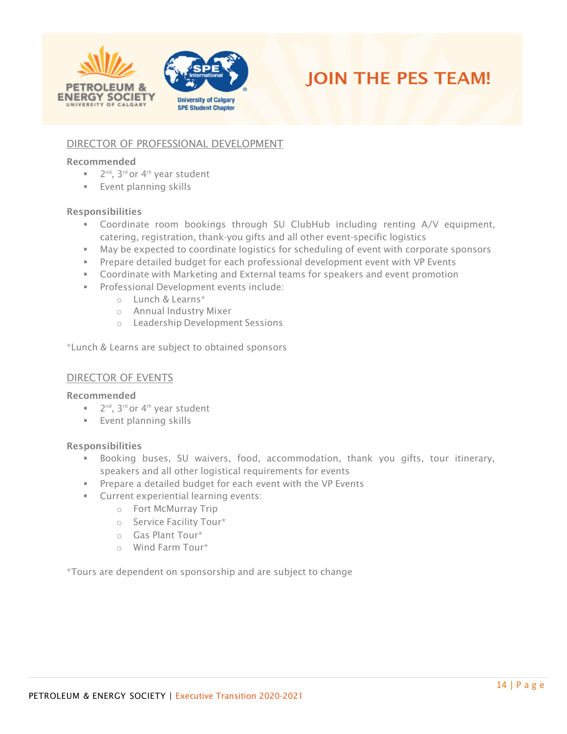# JOIN THE PES TEAM!

## DIRECTOR OF PROFESSIONAL DEVELOPMENT

**Recommended**

- 2nd, 3rd or 4th year student
- Event planning skills

**Responsibilities**

- Coordinate room bookings through SU ClubHub including renting A/V equipment, catering, registration, thank-you gifts and all other event-specific logistics
- May be expected to coordinate logistics for scheduling of event with corporate sponsors
- Prepare detailed budget for each professional development event with VP Events
- Coordinate with Marketing and External teams for speakers and event promotion
- Professional Development events include:
    - Lunch & Learns*
    - Annual Industry Mixer
    - Leadership Development Sessions

*Lunch & Learns are subject to obtained sponsors

## DIRECTOR OF EVENTS

**Recommended**

- 2nd, 3rd or 4th year student
- Event planning skills

**Responsibilities**

- Booking buses, SU waivers, food, accommodation, thank you gifts, tour itinerary, speakers and all other logistical requirements for events
- Prepare a detailed budget for each event with the VP Events
- Current experiential learning events:
    - Fort McMurray Trip
    - Service Facility Tour*
    - Gas Plant Tour*
    - Wind Farm Tour*

*Tours are dependent on sponsorship and are subject to change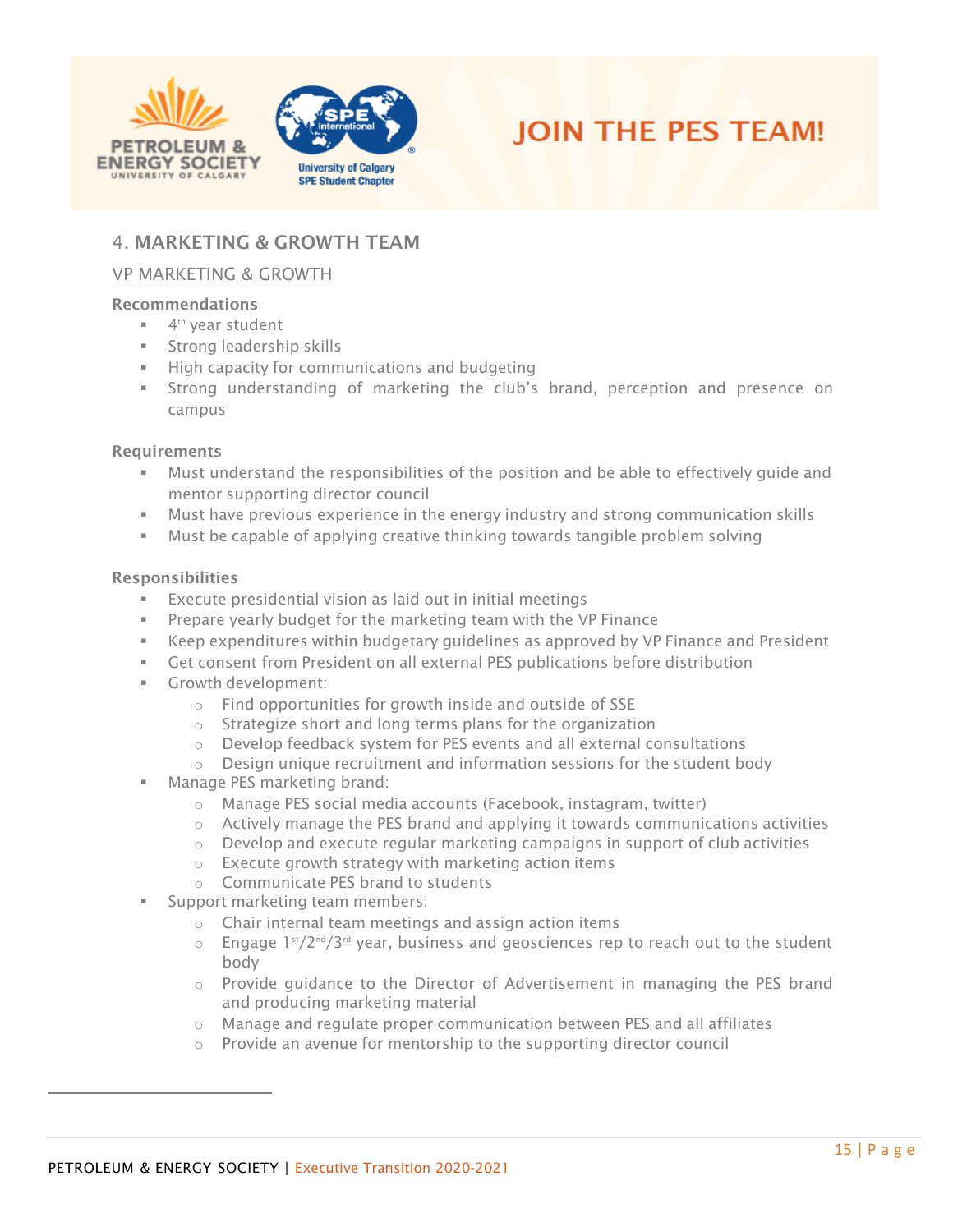## 4. MARKETING & GROWTH TEAM

### VP MARKETING & GROWTH

**Recommendations**

- 4th year student
- Strong leadership skills
- High capacity for communications and budgeting
- Strong understanding of marketing the club's brand, perception and presence on campus

**Requirements**

- Must understand the responsibilities of the position and be able to effectively guide and mentor supporting director council
- Must have previous experience in the energy industry and strong communication skills
- Must be capable of applying creative thinking towards tangible problem solving

**Responsibilities**

- Execute presidential vision as laid out in initial meetings
- Prepare yearly budget for the marketing team with the VP Finance
- Keep expenditures within budgetary guidelines as approved by VP Finance and President
- Get consent from President on all external PES publications before distribution
- Growth development:
  - Find opportunities for growth inside and outside of SSE
  - Strategize short and long terms plans for the organization
  - Develop feedback system for PES events and all external consultations
  - Design unique recruitment and information sessions for the student body
- Manage PES marketing brand:
  - Manage PES social media accounts (Facebook, instagram, twitter)
  - Actively manage the PES brand and applying it towards communications activities
  - Develop and execute regular marketing campaigns in support of club activities
  - Execute growth strategy with marketing action items
  - Communicate PES brand to students
- Support marketing team members:
  - Chair internal team meetings and assign action items
  - Engage 1st/2nd/3rd year, business and geosciences rep to reach out to the student body
  - Provide guidance to the Director of Advertisement in managing the PES brand and producing marketing material
  - Manage and regulate proper communication between PES and all affiliates
  - Provide an avenue for mentorship to the supporting director council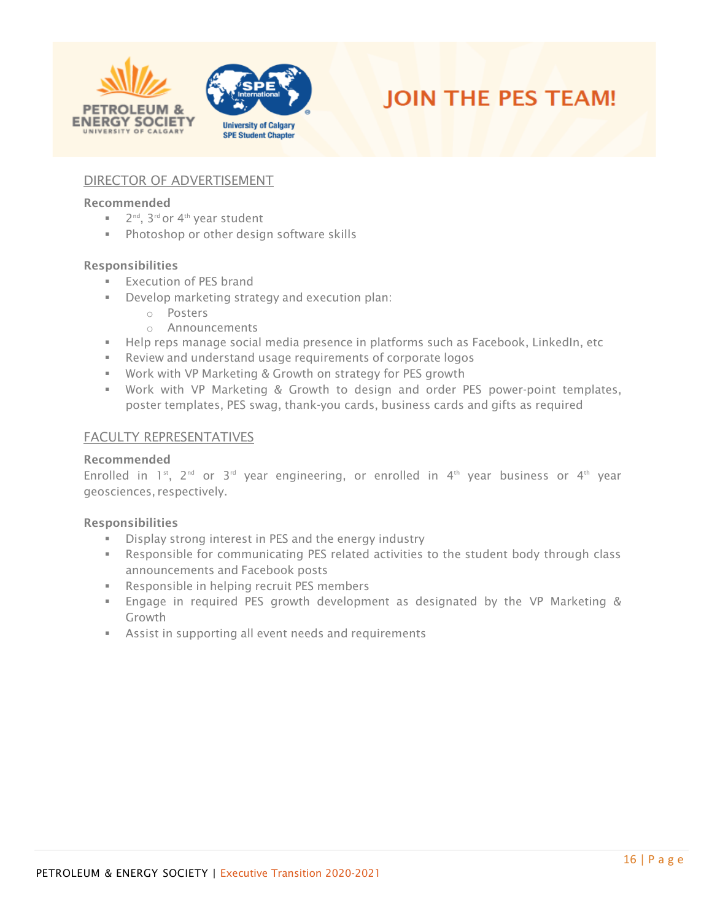# JOIN THE PES TEAM!

## DIRECTOR OF ADVERTISEMENT

**Recommended**

- 2nd, 3rd or 4th year student
- Photoshop or other design software skills

**Responsibilities**

- Execution of PES brand
- Develop marketing strategy and execution plan:
  - Posters
  - Announcements
- Help reps manage social media presence in platforms such as Facebook, LinkedIn, etc
- Review and understand usage requirements of corporate logos
- Work with VP Marketing & Growth on strategy for PES growth
- Work with VP Marketing & Growth to design and order PES power-point templates, poster templates, PES swag, thank-you cards, business cards and gifts as required

## FACULTY REPRESENTATIVES

**Recommended**

Enrolled in 1st, 2nd or 3rd year engineering, or enrolled in 4th year business or 4th year geosciences, respectively.

**Responsibilities**

- Display strong interest in PES and the energy industry
- Responsible for communicating PES related activities to the student body through class announcements and Facebook posts
- Responsible in helping recruit PES members
- Engage in required PES growth development as designated by the VP Marketing & Growth
- Assist in supporting all event needs and requirements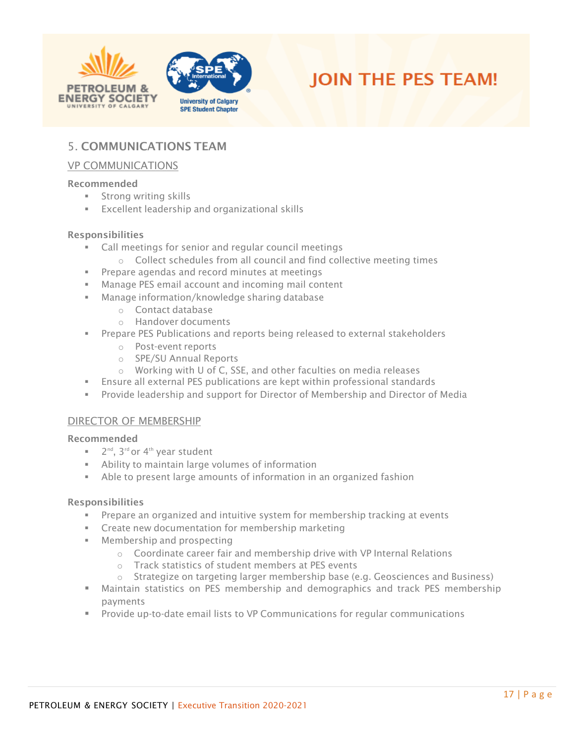## 5. COMMUNICATIONS TEAM

### VP COMMUNICATIONS

**Recommended**

- Strong writing skills
- Excellent leadership and organizational skills

**Responsibilities**

- Call meetings for senior and regular council meetings
  - Collect schedules from all council and find collective meeting times
- Prepare agendas and record minutes at meetings
- Manage PES email account and incoming mail content
- Manage information/knowledge sharing database
  - Contact database
  - Handover documents
- Prepare PES Publications and reports being released to external stakeholders
  - Post-event reports
  - SPE/SU Annual Reports
  - Working with U of C, SSE, and other faculties on media releases
- Ensure all external PES publications are kept within professional standards
- Provide leadership and support for Director of Membership and Director of Media

### DIRECTOR OF MEMBERSHIP

**Recommended**

- 2nd, 3rd or 4th year student
- Ability to maintain large volumes of information
- Able to present large amounts of information in an organized fashion

**Responsibilities**

- Prepare an organized and intuitive system for membership tracking at events
- Create new documentation for membership marketing
- Membership and prospecting
  - Coordinate career fair and membership drive with VP Internal Relations
  - Track statistics of student members at PES events
  - Strategize on targeting larger membership base (e.g. Geosciences and Business)
- Maintain statistics on PES membership and demographics and track PES membership payments
- Provide up-to-date email lists to VP Communications for regular communications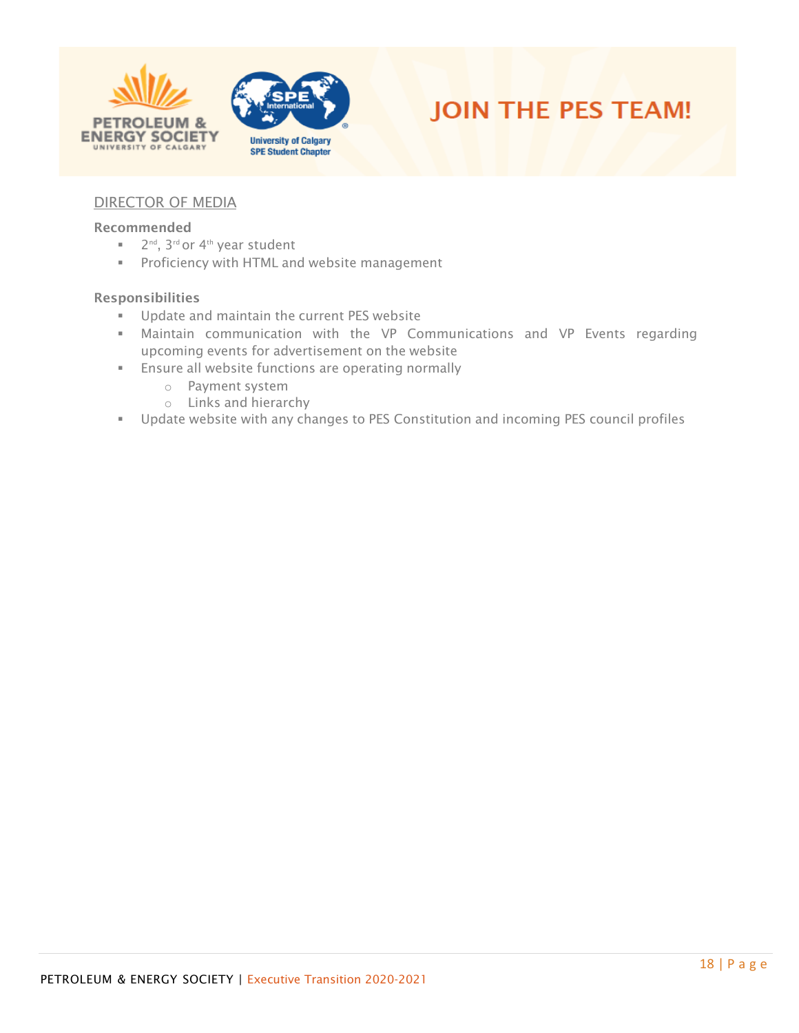## DIRECTOR OF MEDIA

**Recommended**

- 2nd, 3rd or 4th year student
- Proficiency with HTML and website management

**Responsibilities**

- Update and maintain the current PES website
- Maintain communication with the VP Communications and VP Events regarding upcoming events for advertisement on the website
- Ensure all website functions are operating normally
  - Payment system
  - Links and hierarchy
- Update website with any changes to PES Constitution and incoming PES council profiles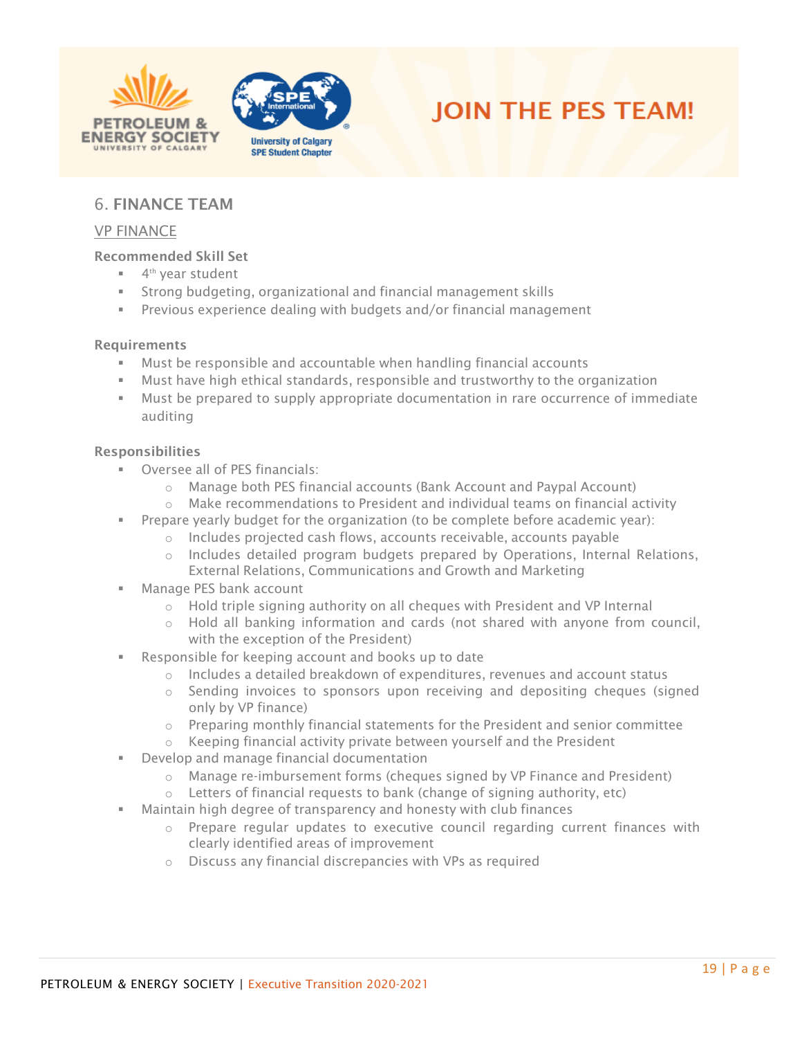## 6. FINANCE TEAM

### VP FINANCE

**Recommended Skill Set**

- 4th year student
- Strong budgeting, organizational and financial management skills
- Previous experience dealing with budgets and/or financial management

**Requirements**

- Must be responsible and accountable when handling financial accounts
- Must have high ethical standards, responsible and trustworthy to the organization
- Must be prepared to supply appropriate documentation in rare occurrence of immediate auditing

**Responsibilities**

- Oversee all of PES financials:
  - Manage both PES financial accounts (Bank Account and Paypal Account)
  - Make recommendations to President and individual teams on financial activity
- Prepare yearly budget for the organization (to be complete before academic year):
  - Includes projected cash flows, accounts receivable, accounts payable
  - Includes detailed program budgets prepared by Operations, Internal Relations, External Relations, Communications and Growth and Marketing
- Manage PES bank account
  - Hold triple signing authority on all cheques with President and VP Internal
  - Hold all banking information and cards (not shared with anyone from council, with the exception of the President)
- Responsible for keeping account and books up to date
  - Includes a detailed breakdown of expenditures, revenues and account status
  - Sending invoices to sponsors upon receiving and depositing cheques (signed only by VP finance)
  - Preparing monthly financial statements for the President and senior committee
  - Keeping financial activity private between yourself and the President
- Develop and manage financial documentation
  - Manage re-imbursement forms (cheques signed by VP Finance and President)
  - Letters of financial requests to bank (change of signing authority, etc)
- Maintain high degree of transparency and honesty with club finances
  - Prepare regular updates to executive council regarding current finances with clearly identified areas of improvement
  - Discuss any financial discrepancies with VPs as required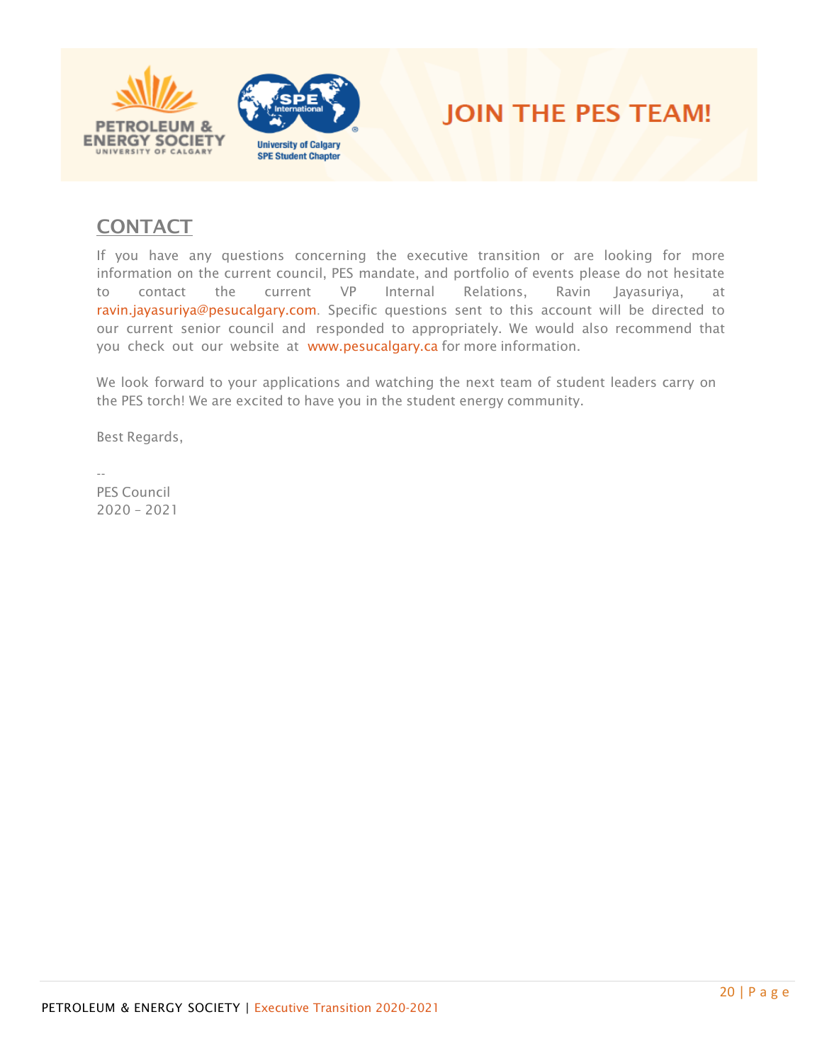# JOIN THE PES TEAM!

## CONTACT

If you have any questions concerning the executive transition or are looking for more information on the current council, PES mandate, and portfolio of events please do not hesitate to contact the current VP Internal Relations, Ravin Jayasuriya, at ravin.jayasuriya@pesucalgary.com. Specific questions sent to this account will be directed to our current senior council and responded to appropriately. We would also recommend that you check out our website at www.pesucalgary.ca for more information.

We look forward to your applications and watching the next team of student leaders carry on the PES torch! We are excited to have you in the student energy community.

Best Regards,

--
PES Council
2020 – 2021